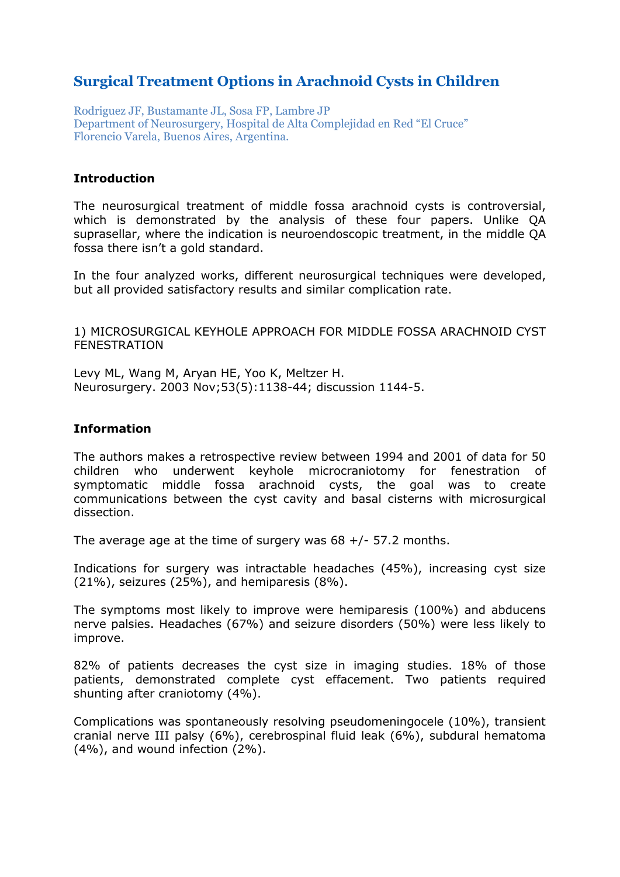# Surgical Treatment Options in Arachnoid Cysts in Children

Rodriguez JF, Bustamante JL, Sosa FP, Lambre JP
Department of Neurosurgery, Hospital de Alta Complejidad en Red "El Cruce"
Florencio Varela, Buenos Aires, Argentina.

**Introduction**

The neurosurgical treatment of middle fossa arachnoid cysts is controversial, which is demonstrated by the analysis of these four papers. Unlike QA suprasellar, where the indication is neuroendoscopic treatment, in the middle QA fossa there isn't a gold standard.

In the four analyzed works, different neurosurgical techniques were developed, but all provided satisfactory results and similar complication rate.

1) MICROSURGICAL KEYHOLE APPROACH FOR MIDDLE FOSSA ARACHNOID CYST FENESTRATION

Levy ML, Wang M, Aryan HE, Yoo K, Meltzer H.
Neurosurgery. 2003 Nov;53(5):1138-44; discussion 1144-5.

**Information**

The authors makes a retrospective review between 1994 and 2001 of data for 50 children who underwent keyhole microcraniotomy for fenestration of symptomatic middle fossa arachnoid cysts, the goal was to create communications between the cyst cavity and basal cisterns with microsurgical dissection.

The average age at the time of surgery was 68 +/- 57.2 months.

Indications for surgery was intractable headaches (45%), increasing cyst size (21%), seizures (25%), and hemiparesis (8%).

The symptoms most likely to improve were hemiparesis (100%) and abducens nerve palsies. Headaches (67%) and seizure disorders (50%) were less likely to improve.

82% of patients decreases the cyst size in imaging studies. 18% of those patients, demonstrated complete cyst effacement. Two patients required shunting after craniotomy (4%).

Complications was spontaneously resolving pseudomeningocele (10%), transient cranial nerve III palsy (6%), cerebrospinal fluid leak (6%), subdural hematoma (4%), and wound infection (2%).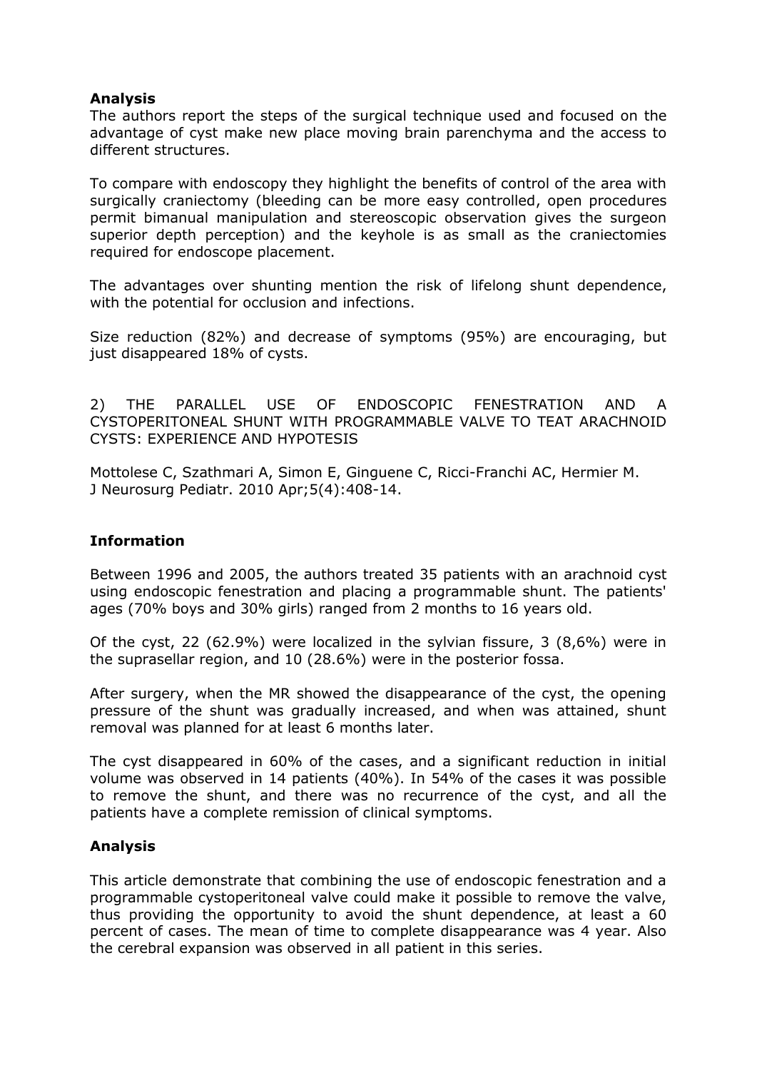**Analysis**

The authors report the steps of the surgical technique used and focused on the advantage of cyst make new place moving brain parenchyma and the access to different structures.

To compare with endoscopy they highlight the benefits of control of the area with surgically craniectomy (bleeding can be more easy controlled, open procedures permit bimanual manipulation and stereoscopic observation gives the surgeon superior depth perception) and the keyhole is as small as the craniectomies required for endoscope placement.

The advantages over shunting mention the risk of lifelong shunt dependence, with the potential for occlusion and infections.

Size reduction (82%) and decrease of symptoms (95%) are encouraging, but just disappeared 18% of cysts.

2) THE PARALLEL USE OF ENDOSCOPIC FENESTRATION AND A CYSTOPERITONEAL SHUNT WITH PROGRAMMABLE VALVE TO TEAT ARACHNOID CYSTS: EXPERIENCE AND HYPOTESIS

Mottolese C, Szathmari A, Simon E, Ginguene C, Ricci-Franchi AC, Hermier M.
J Neurosurg Pediatr. 2010 Apr;5(4):408-14.

**Information**

Between 1996 and 2005, the authors treated 35 patients with an arachnoid cyst using endoscopic fenestration and placing a programmable shunt. The patients' ages (70% boys and 30% girls) ranged from 2 months to 16 years old.

Of the cyst, 22 (62.9%) were localized in the sylvian fissure, 3 (8,6%) were in the suprasellar region, and 10 (28.6%) were in the posterior fossa.

After surgery, when the MR showed the disappearance of the cyst, the opening pressure of the shunt was gradually increased, and when was attained, shunt removal was planned for at least 6 months later.

The cyst disappeared in 60% of the cases, and a significant reduction in initial volume was observed in 14 patients (40%). In 54% of the cases it was possible to remove the shunt, and there was no recurrence of the cyst, and all the patients have a complete remission of clinical symptoms.

**Analysis**

This article demonstrate that combining the use of endoscopic fenestration and a programmable cystoperitoneal valve could make it possible to remove the valve, thus providing the opportunity to avoid the shunt dependence, at least a 60 percent of cases. The mean of time to complete disappearance was 4 year. Also the cerebral expansion was observed in all patient in this series.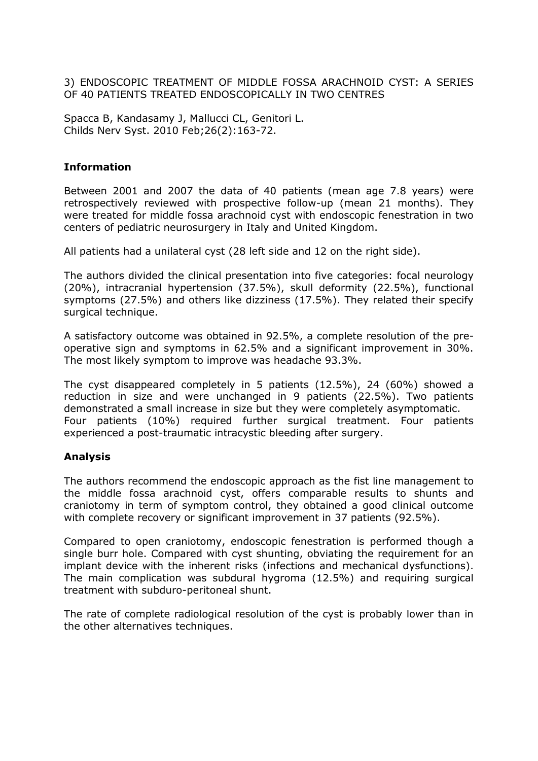3) ENDOSCOPIC TREATMENT OF MIDDLE FOSSA ARACHNOID CYST: A SERIES OF 40 PATIENTS TREATED ENDOSCOPICALLY IN TWO CENTRES

Spacca B, Kandasamy J, Mallucci CL, Genitori L.
Childs Nerv Syst. 2010 Feb;26(2):163-72.

**Information**

Between 2001 and 2007 the data of 40 patients (mean age 7.8 years) were retrospectively reviewed with prospective follow-up (mean 21 months). They were treated for middle fossa arachnoid cyst with endoscopic fenestration in two centers of pediatric neurosurgery in Italy and United Kingdom.

All patients had a unilateral cyst (28 left side and 12 on the right side).

The authors divided the clinical presentation into five categories: focal neurology (20%), intracranial hypertension (37.5%), skull deformity (22.5%), functional symptoms (27.5%) and others like dizziness (17.5%). They related their specify surgical technique.

A satisfactory outcome was obtained in 92.5%, a complete resolution of the pre-operative sign and symptoms in 62.5% and a significant improvement in 30%. The most likely symptom to improve was headache 93.3%.

The cyst disappeared completely in 5 patients (12.5%), 24 (60%) showed a reduction in size and were unchanged in 9 patients (22.5%). Two patients demonstrated a small increase in size but they were completely asymptomatic. Four patients (10%) required further surgical treatment. Four patients experienced a post-traumatic intracystic bleeding after surgery.

**Analysis**

The authors recommend the endoscopic approach as the fist line management to the middle fossa arachnoid cyst, offers comparable results to shunts and craniotomy in term of symptom control, they obtained a good clinical outcome with complete recovery or significant improvement in 37 patients (92.5%).

Compared to open craniotomy, endoscopic fenestration is performed though a single burr hole. Compared with cyst shunting, obviating the requirement for an implant device with the inherent risks (infections and mechanical dysfunctions). The main complication was subdural hygroma (12.5%) and requiring surgical treatment with subduro-peritoneal shunt.

The rate of complete radiological resolution of the cyst is probably lower than in the other alternatives techniques.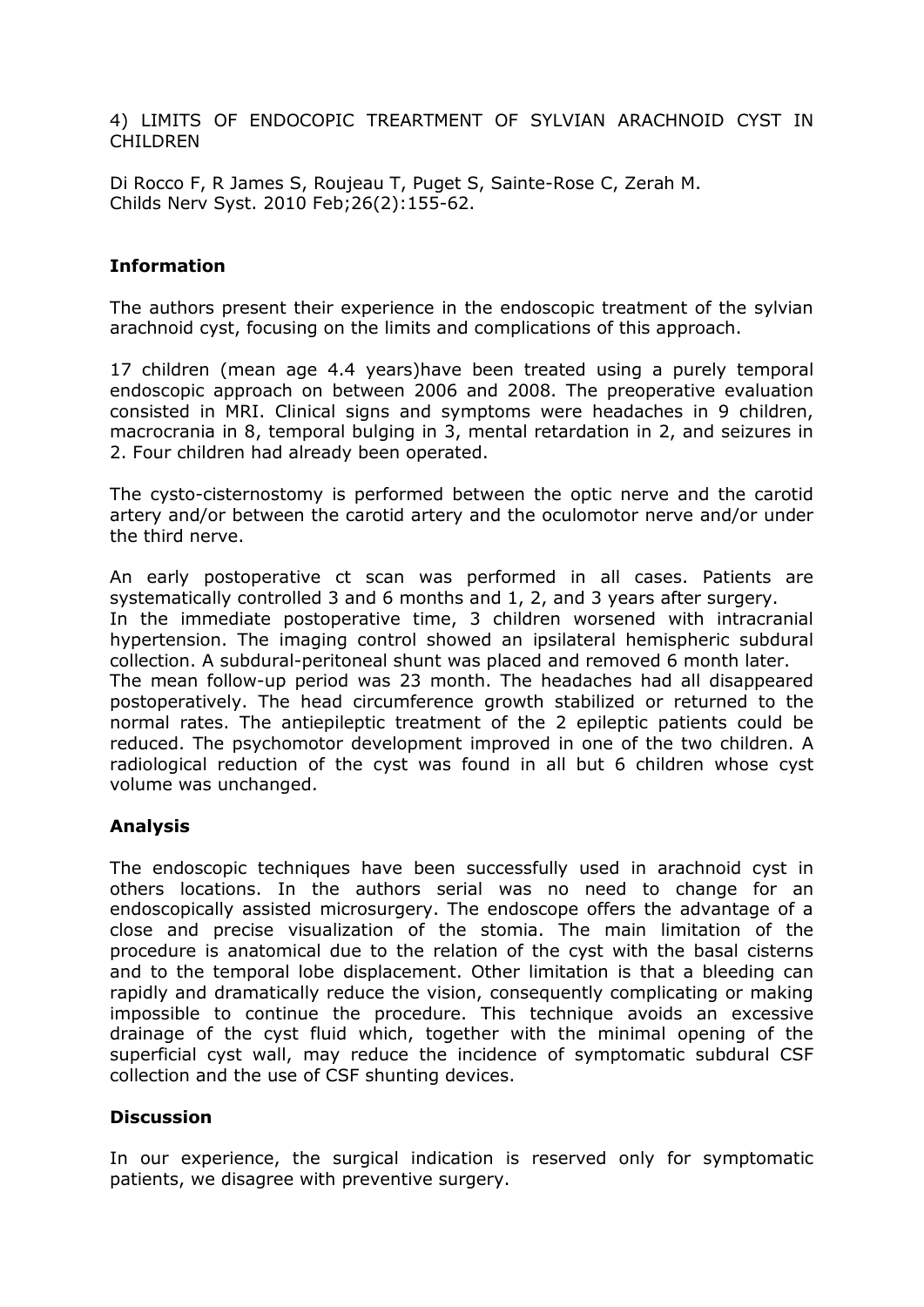4) LIMITS OF ENDOCOPIC TREARTMENT OF SYLVIAN ARACHNOID CYST IN CHILDREN

Di Rocco F, R James S, Roujeau T, Puget S, Sainte-Rose C, Zerah M.
Childs Nerv Syst. 2010 Feb;26(2):155-62.

**Information**

The authors present their experience in the endoscopic treatment of the sylvian arachnoid cyst, focusing on the limits and complications of this approach.

17 children (mean age 4.4 years)have been treated using a purely temporal endoscopic approach on between 2006 and 2008. The preoperative evaluation consisted in MRI. Clinical signs and symptoms were headaches in 9 children, macrocrania in 8, temporal bulging in 3, mental retardation in 2, and seizures in 2. Four children had already been operated.

The cysto-cisternostomy is performed between the optic nerve and the carotid artery and/or between the carotid artery and the oculomotor nerve and/or under the third nerve.

An early postoperative ct scan was performed in all cases. Patients are systematically controlled 3 and 6 months and 1, 2, and 3 years after surgery.
In the immediate postoperative time, 3 children worsened with intracranial hypertension. The imaging control showed an ipsilateral hemispheric subdural collection. A subdural-peritoneal shunt was placed and removed 6 month later.
The mean follow-up period was 23 month. The headaches had all disappeared postoperatively. The head circumference growth stabilized or returned to the normal rates. The antiepileptic treatment of the 2 epileptic patients could be reduced. The psychomotor development improved in one of the two children. A radiological reduction of the cyst was found in all but 6 children whose cyst volume was unchanged.

**Analysis**

The endoscopic techniques have been successfully used in arachnoid cyst in others locations. In the authors serial was no need to change for an endoscopically assisted microsurgery. The endoscope offers the advantage of a close and precise visualization of the stomia. The main limitation of the procedure is anatomical due to the relation of the cyst with the basal cisterns and to the temporal lobe displacement. Other limitation is that a bleeding can rapidly and dramatically reduce the vision, consequently complicating or making impossible to continue the procedure. This technique avoids an excessive drainage of the cyst fluid which, together with the minimal opening of the superficial cyst wall, may reduce the incidence of symptomatic subdural CSF collection and the use of CSF shunting devices.

**Discussion**

In our experience, the surgical indication is reserved only for symptomatic patients, we disagree with preventive surgery.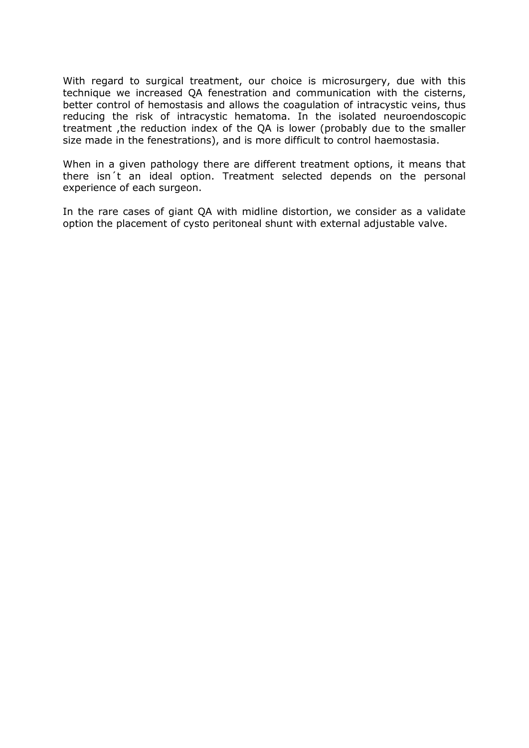With regard to surgical treatment, our choice is microsurgery, due with this technique we increased QA fenestration and communication with the cisterns, better control of hemostasis and allows the coagulation of intracystic veins, thus reducing the risk of intracystic hematoma. In the isolated neuroendoscopic treatment ,the reduction index of the QA is lower (probably due to the smaller size made in the fenestrations), and is more difficult to control haemostasia.

When in a given pathology there are different treatment options, it means that there isn´t an ideal option. Treatment selected depends on the personal experience of each surgeon.

In the rare cases of giant QA with midline distortion, we consider as a validate option the placement of cysto peritoneal shunt with external adjustable valve.